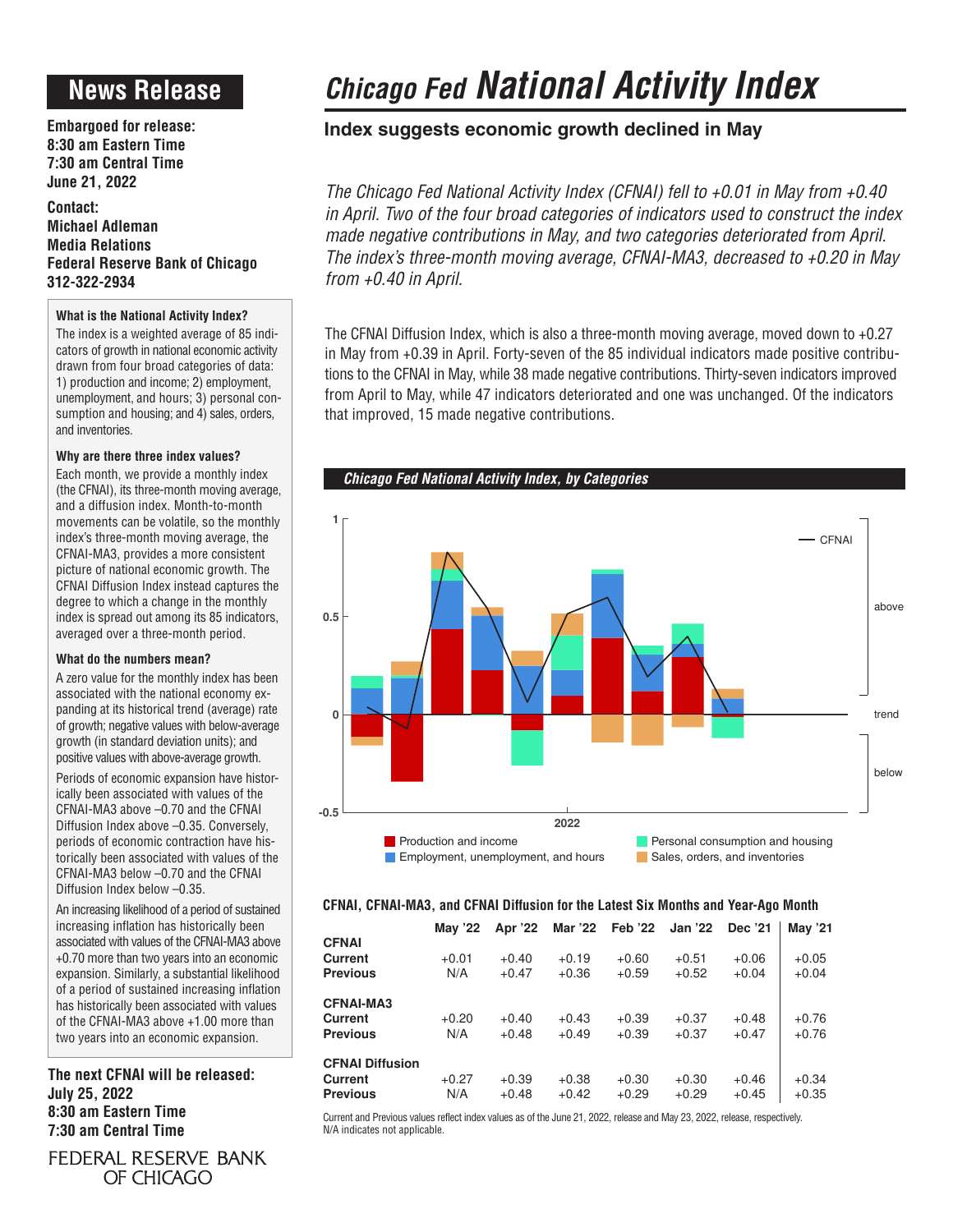# News Release

**Embargoed for release:**
**8:30 am Eastern Time**
**7:30 am Central Time**
**June 21, 2022**

**Contact:**
**Michael Adleman**
**Media Relations**
**Federal Reserve Bank of Chicago**
**312-322-2934**

### What is the National Activity Index?

The index is a weighted average of 85 indicators of growth in national economic activity drawn from four broad categories of data: 1) production and income; 2) employment, unemployment, and hours; 3) personal consumption and housing; and 4) sales, orders, and inventories.

### Why are there three index values?

Each month, we provide a monthly index (the CFNAI), its three-month moving average, and a diffusion index. Month-to-month movements can be volatile, so the monthly index's three-month moving average, the CFNAI-MA3, provides a more consistent picture of national economic growth. The CFNAI Diffusion Index instead captures the degree to which a change in the monthly index is spread out among its 85 indicators, averaged over a three-month period.

### What do the numbers mean?

A zero value for the monthly index has been associated with the national economy expanding at its historical trend (average) rate of growth; negative values with below-average growth (in standard deviation units); and positive values with above-average growth.

Periods of economic expansion have historically been associated with values of the CFNAI-MA3 above –0.70 and the CFNAI Diffusion Index above –0.35. Conversely, periods of economic contraction have historically been associated with values of the CFNAI-MA3 below –0.70 and the CFNAI Diffusion Index below –0.35.

An increasing likelihood of a period of sustained increasing inflation has historically been associated with values of the CFNAI-MA3 above +0.70 more than two years into an economic expansion. Similarly, a substantial likelihood of a period of sustained increasing inflation has historically been associated with values of the CFNAI-MA3 above +1.00 more than two years into an economic expansion.

**The next CFNAI will be released:**
**July 25, 2022**
**8:30 am Eastern Time**
**7:30 am Central Time**

FEDERAL RESERVE BANK OF CHICAGO

# *Chicago Fed* National Activity Index

## Index suggests economic growth declined in May

*The Chicago Fed National Activity Index (CFNAI) fell to +0.01 in May from +0.40 in April. Two of the four broad categories of indicators used to construct the index made negative contributions in May, and two categories deteriorated from April. The index's three-month moving average, CFNAI-MA3, decreased to +0.20 in May from +0.40 in April.*

The CFNAI Diffusion Index, which is also a three-month moving average, moved down to +0.27 in May from +0.39 in April. Forty-seven of the 85 individual indicators made positive contributions to the CFNAI in May, while 38 made negative contributions. Thirty-seven indicators improved from April to May, while 47 indicators deteriorated and one was unchanged. Of the indicators that improved, 15 made negative contributions.

***Chicago Fed National Activity Index, by Categories***

Legend: CFNAI; Production and income; Employment, unemployment, and hours; Personal consumption and housing; Sales, orders, and inventories. Axis: 1, 0.5, 0, -0.5; 2022; above / trend / below.

**CFNAI, CFNAI-MA3, and CFNAI Diffusion for the Latest Six Months and Year-Ago Month**

| | May '22 | Apr '22 | Mar '22 | Feb '22 | Jan '22 | Dec '21 | May '21 |
|---|---|---|---|---|---|---|---|
| **CFNAI** | | | | | | | |
| **Current** | +0.01 | +0.40 | +0.19 | +0.60 | +0.51 | +0.06 | +0.05 |
| **Previous** | N/A | +0.47 | +0.36 | +0.59 | +0.52 | +0.04 | +0.04 |
| **CFNAI-MA3** | | | | | | | |
| **Current** | +0.20 | +0.40 | +0.43 | +0.39 | +0.37 | +0.48 | +0.76 |
| **Previous** | N/A | +0.48 | +0.49 | +0.39 | +0.37 | +0.47 | +0.76 |
| **CFNAI Diffusion** | | | | | | | |
| **Current** | +0.27 | +0.39 | +0.38 | +0.30 | +0.30 | +0.46 | +0.34 |
| **Previous** | N/A | +0.48 | +0.42 | +0.29 | +0.29 | +0.45 | +0.35 |

Current and Previous values reflect index values as of the June 21, 2022, release and May 23, 2022, release, respectively.
N/A indicates not applicable.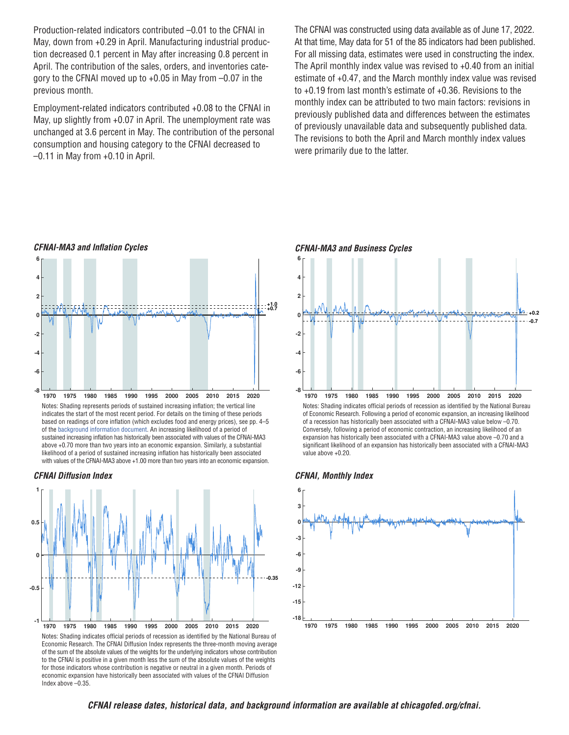Production-related indicators contributed –0.01 to the CFNAI in May, down from +0.29 in April. Manufacturing industrial production decreased 0.1 percent in May after increasing 0.8 percent in April. The contribution of the sales, orders, and inventories category to the CFNAI moved up to +0.05 in May from –0.07 in the previous month.

Employment-related indicators contributed +0.08 to the CFNAI in May, up slightly from +0.07 in April. The unemployment rate was unchanged at 3.6 percent in May. The contribution of the personal consumption and housing category to the CFNAI decreased to –0.11 in May from +0.10 in April.

The CFNAI was constructed using data available as of June 17, 2022. At that time, May data for 51 of the 85 indicators had been published. For all missing data, estimates were used in constructing the index. The April monthly index value was revised to +0.40 from an initial estimate of +0.47, and the March monthly index value was revised to +0.19 from last month's estimate of +0.36. Revisions to the monthly index can be attributed to two main factors: revisions in previously published data and differences between the estimates of previously unavailable data and subsequently published data. The revisions to both the April and March monthly index values were primarily due to the latter.

***CFNAI-MA3 and Inflation Cycles***

6
4
2
0
-2
-4
-6
-8
+1.0
+0.7
1970 1975 1980 1985 1990 1995 2000 2005 2010 2015 2020

Notes: Shading represents periods of sustained increasing inflation; the vertical line indicates the start of the most recent period. For details on the timing of these periods based on readings of core inflation (which excludes food and energy prices), see pp. 4–5 of the background information document. An increasing likelihood of a period of sustained increasing inflation has historically been associated with values of the CFNAI-MA3 above +0.70 more than two years into an economic expansion. Similarly, a substantial likelihood of a period of sustained increasing inflation has historically been associated with values of the CFNAI-MA3 above +1.00 more than two years into an economic expansion.

***CFNAI-MA3 and Business Cycles***

6
4
2
0
-2
-4
-6
-8
+0.2
-0.7
1970 1975 1980 1985 1990 1995 2000 2005 2010 2015 2020

Notes: Shading indicates official periods of recession as identified by the National Bureau of Economic Research. Following a period of economic expansion, an increasing likelihood of a recession has historically been associated with a CFNAI-MA3 value below –0.70. Conversely, following a period of economic contraction, an increasing likelihood of an expansion has historically been associated with a CFNAI-MA3 value above –0.70 and a significant likelihood of an expansion has historically been associated with a CFNAI-MA3 value above +0.20.

***CFNAI Diffusion Index***

1
0.5
0
-0.5
-1
-0.35
1970 1975 1980 1985 1990 1995 2000 2005 2010 2015 2020

Notes: Shading indicates official periods of recession as identified by the National Bureau of Economic Research. The CFNAI Diffusion Index represents the three-month moving average of the sum of the absolute values of the weights for the underlying indicators whose contribution to the CFNAI is positive in a given month less the sum of the absolute values of the weights for those indicators whose contribution is negative or neutral in a given month. Periods of economic expansion have historically been associated with values of the CFNAI Diffusion Index above –0.35.

***CFNAI, Monthly Index***

6
3
0
-3
-6
-9
-12
-15
-18
1970 1975 1980 1985 1990 1995 2000 2005 2010 2015 2020

***CFNAI release dates, historical data, and background information are available at chicagofed.org/cfnai.***